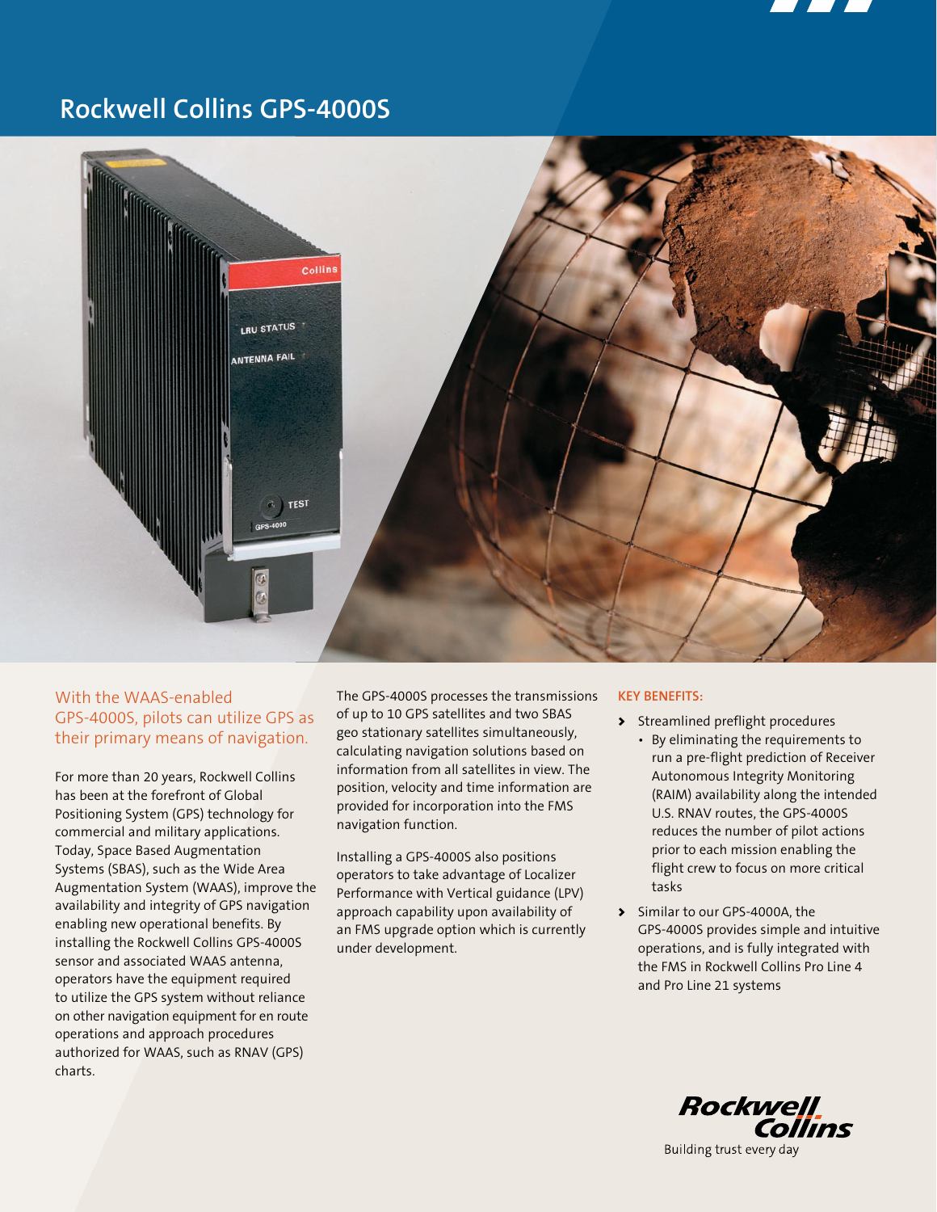# Rockwell Collins GPS-4000S

## With the WAAS-enabled GPS-4000S, pilots can utilize GPS as their primary means of navigation.

For more than 20 years, Rockwell Collins has been at the forefront of Global Positioning System (GPS) technology for commercial and military applications. Today, Space Based Augmentation Systems (SBAS), such as the Wide Area Augmentation System (WAAS), improve the availability and integrity of GPS navigation enabling new operational benefits. By installing the Rockwell Collins GPS-4000S sensor and associated WAAS antenna, operators have the equipment required to utilize the GPS system without reliance on other navigation equipment for en route operations and approach procedures authorized for WAAS, such as RNAV (GPS) charts.

The GPS-4000S processes the transmissions of up to 10 GPS satellites and two SBAS geo stationary satellites simultaneously, calculating navigation solutions based on information from all satellites in view. The position, velocity and time information are provided for incorporation into the FMS navigation function.

Installing a GPS-4000S also positions operators to take advantage of Localizer Performance with Vertical guidance (LPV) approach capability upon availability of an FMS upgrade option which is currently under development.

**KEY BENEFITS:**

- Streamlined preflight procedures
  - By eliminating the requirements to run a pre-flight prediction of Receiver Autonomous Integrity Monitoring (RAIM) availability along the intended U.S. RNAV routes, the GPS-4000S reduces the number of pilot actions prior to each mission enabling the flight crew to focus on more critical tasks
- Similar to our GPS-4000A, the GPS-4000S provides simple and intuitive operations, and is fully integrated with the FMS in Rockwell Collins Pro Line 4 and Pro Line 21 systems

Rockwell Collins
Building trust every day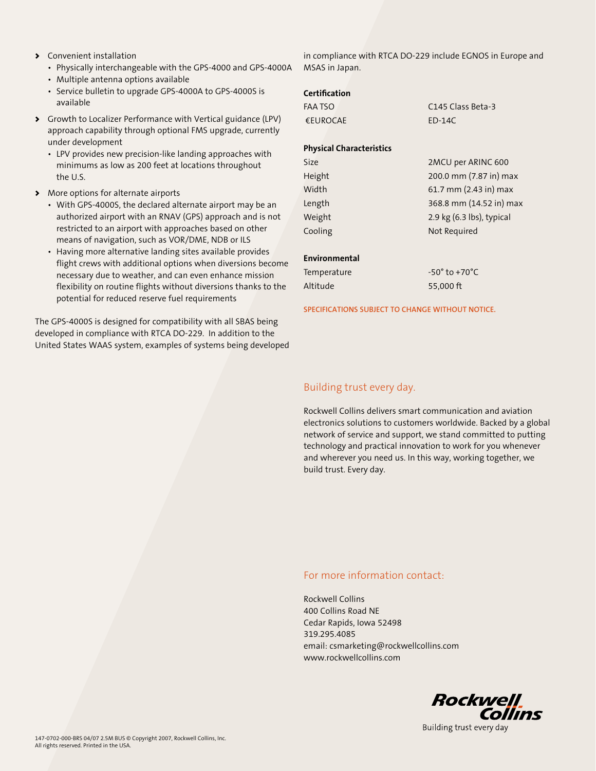- Convenient installation
  - Physically interchangeable with the GPS-4000 and GPS-4000A
  - Multiple antenna options available
  - Service bulletin to upgrade GPS-4000A to GPS-4000S is available
- Growth to Localizer Performance with Vertical guidance (LPV) approach capability through optional FMS upgrade, currently under development
  - LPV provides new precision-like landing approaches with minimums as low as 200 feet at locations throughout the U.S.
- More options for alternate airports
  - With GPS-4000S, the declared alternate airport may be an authorized airport with an RNAV (GPS) approach and is not restricted to an airport with approaches based on other means of navigation, such as VOR/DME, NDB or ILS
  - Having more alternative landing sites available provides flight crews with additional options when diversions become necessary due to weather, and can even enhance mission flexibility on routine flights without diversions thanks to the potential for reduced reserve fuel requirements

The GPS-4000S is designed for compatibility with all SBAS being developed in compliance with RTCA DO-229. In addition to the United States WAAS system, examples of systems being developed in compliance with RTCA DO-229 include EGNOS in Europe and MSAS in Japan.

**Certification**

| | |
|---|---|
| FAA TSO | C145 Class Beta-3 |
| €EUROCAE | ED-14C |

**Physical Characteristics**

| | |
|---|---|
| Size | 2MCU per ARINC 600 |
| Height | 200.0 mm (7.87 in) max |
| Width | 61.7 mm (2.43 in) max |
| Length | 368.8 mm (14.52 in) max |
| Weight | 2.9 kg (6.3 lbs), typical |
| Cooling | Not Required |

**Environmental**

| | |
|---|---|
| Temperature | -50° to +70°C |
| Altitude | 55,000 ft |

**SPECIFICATIONS SUBJECT TO CHANGE WITHOUT NOTICE.**

## Building trust every day.

Rockwell Collins delivers smart communication and aviation electronics solutions to customers worldwide. Backed by a global network of service and support, we stand committed to putting technology and practical innovation to work for you whenever and wherever you need us. In this way, working together, we build trust. Every day.

## For more information contact:

Rockwell Collins
400 Collins Road NE
Cedar Rapids, Iowa 52498
319.295.4085
email: csmarketing@rockwellcollins.com
www.rockwellcollins.com

Rockwell Collins
Building trust every day

147-0702-000-BRS 04/07 2.5M BUS © Copyright 2007, Rockwell Collins, Inc.
All rights reserved. Printed in the USA.